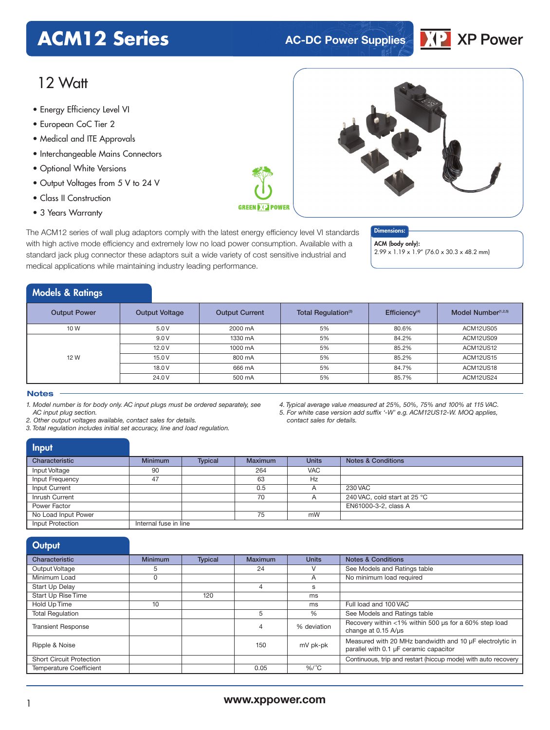# ACM12 Series

AC-DC Power Supplies

XP Power

## 12 Watt

- Energy Efficiency Level VI
- European CoC Tier 2
- Medical and ITE Approvals
- Interchangeable Mains Connectors
- Optional White Versions
- Output Voltages from 5 V to 24 V
- Class II Construction
- 3 Years Warranty

GREEN XP POWER

The ACM12 series of wall plug adaptors comply with the latest energy efficiency level VI standards with high active mode efficiency and extremely low no load power consumption. Available with a standard jack plug connector these adaptors suit a wide variety of cost sensitive industrial and medical applications while maintaining industry leading performance.

**Dimensions:**

**ACM (body only):**
2.99 x 1.19 x 1.9" (76.0 x 30.3 x 48.2 mm)

## Models & Ratings

| Output Power | Output Voltage | Output Current | Total Regulation[3] | Efficiency[4] | Model Number[1,2,5] |
|---|---|---|---|---|---|
| 10 W | 5.0 V | 2000 mA | 5% | 80.6% | ACM12US05 |
| 12 W | 9.0 V | 1330 mA | 5% | 84.2% | ACM12US09 |
| | 12.0 V | 1000 mA | 5% | 85.2% | ACM12US12 |
| | 15.0 V | 800 mA | 5% | 85.2% | ACM12US15 |
| | 18.0 V | 666 mA | 5% | 84.7% | ACM12US18 |
| | 24.0 V | 500 mA | 5% | 85.7% | ACM12US24 |

**Notes**

*1. Model number is for body only. AC input plugs must be ordered separately, see AC input plug section.*
*2. Other output voltages available, contact sales for details.*
*3. Total regulation includes initial set accuracy, line and load regulation.*
*4. Typical average value measured at 25%, 50%, 75% and 100% at 115 VAC.*
*5. For white case version add suffix '-W' e.g. ACM12US12-W. MOQ applies, contact sales for details.*

## Input

| Characteristic | Minimum | Typical | Maximum | Units | Notes & Conditions |
|---|---|---|---|---|---|
| Input Voltage | 90 | | 264 | VAC | |
| Input Frequency | 47 | | 63 | Hz | |
| Input Current | | | 0.5 | A | 230 VAC |
| Inrush Current | | | 70 | A | 240 VAC, cold start at 25 °C |
| Power Factor | | | | | EN61000-3-2, class A |
| No Load Input Power | | | 75 | mW | |
| Input Protection | Internal fuse in line | | | | |

## Output

| Characteristic | Minimum | Typical | Maximum | Units | Notes & Conditions |
|---|---|---|---|---|---|
| Output Voltage | 5 | | 24 | V | See Models and Ratings table |
| Minimum Load | 0 | | | A | No minimum load required |
| Start Up Delay | | | 4 | s | |
| Start Up Rise Time | | 120 | | ms | |
| Hold Up Time | 10 | | | ms | Full load and 100 VAC |
| Total Regulation | | | 5 | % | See Models and Ratings table |
| Transient Response | | | 4 | % deviation | Recovery within <1% within 500 µs for a 60% step load change at 0.15 A/µs |
| Ripple & Noise | | | 150 | mV pk-pk | Measured with 20 MHz bandwidth and 10 µF electrolytic in parallel with 0.1 µF ceramic capacitor |
| Short Circuit Protection | | | | | Continuous, trip and restart (hiccup mode) with auto recovery |
| Temperature Coefficient | | | 0.05 | %/˚C | |

www.xppower.com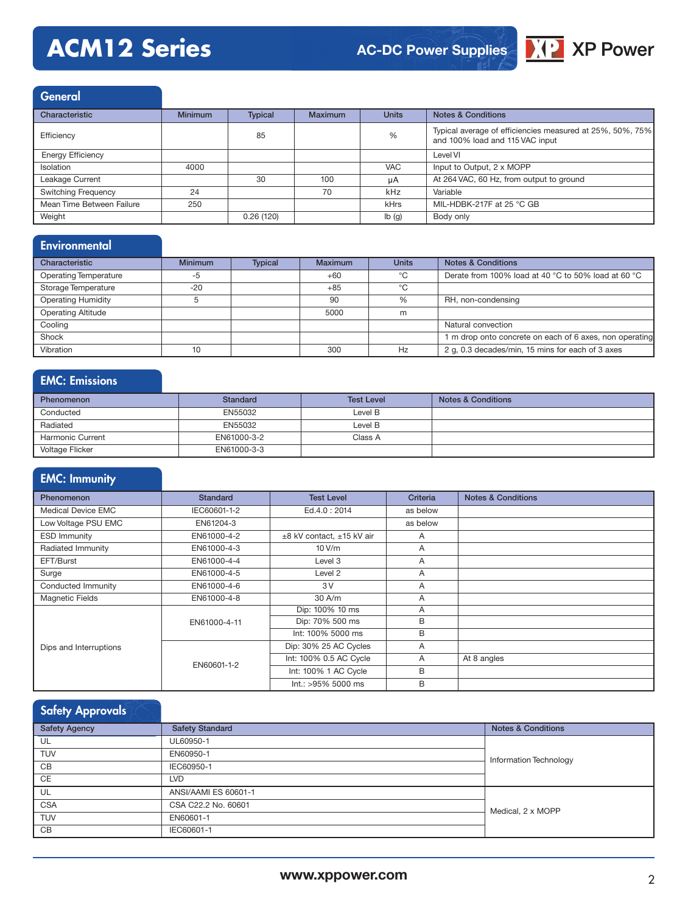## General

| Characteristic | Minimum | Typical | Maximum | Units | Notes & Conditions |
|---|---|---|---|---|---|
| Efficiency | | 85 | | % | Typical average of efficiencies measured at 25%, 50%, 75% and 100% load and 115 VAC input |
| Energy Efficiency | | | | | Level VI |
| Isolation | 4000 | | | VAC | Input to Output, 2 x MOPP |
| Leakage Current | | 30 | 100 | µA | At 264 VAC, 60 Hz, from output to ground |
| Switching Frequency | 24 | | 70 | kHz | Variable |
| Mean Time Between Failure | 250 | | | kHrs | MIL-HDBK-217F at 25 °C GB |
| Weight | | 0.26 (120) | | lb (g) | Body only |

## Environmental

| Characteristic | Minimum | Typical | Maximum | Units | Notes & Conditions |
|---|---|---|---|---|---|
| Operating Temperature | -5 | | +60 | °C | Derate from 100% load at 40 °C to 50% load at 60 °C |
| Storage Temperature | -20 | | +85 | °C | |
| Operating Humidity | 5 | | 90 | % | RH, non-condensing |
| Operating Altitude | | | 5000 | m | |
| Cooling | | | | | Natural convection |
| Shock | | | | | 1 m drop onto concrete on each of 6 axes, non operating |
| Vibration | 10 | | 300 | Hz | 2 g, 0.3 decades/min, 15 mins for each of 3 axes |

## EMC: Emissions

| Phenomenon | Standard | Test Level | Notes & Conditions |
|---|---|---|---|
| Conducted | EN55032 | Level B | |
| Radiated | EN55032 | Level B | |
| Harmonic Current | EN61000-3-2 | Class A | |
| Voltage Flicker | EN61000-3-3 | | |

## EMC: Immunity

| Phenomenon | Standard | Test Level | Criteria | Notes & Conditions |
|---|---|---|---|---|
| Medical Device EMC | IEC60601-1-2 | Ed.4.0 : 2014 | as below | |
| Low Voltage PSU EMC | EN61204-3 | | as below | |
| ESD Immunity | EN61000-4-2 | ±8 kV contact, ±15 kV air | A | |
| Radiated Immunity | EN61000-4-3 | 10 V/m | A | |
| EFT/Burst | EN61000-4-4 | Level 3 | A | |
| Surge | EN61000-4-5 | Level 2 | A | |
| Conducted Immunity | EN61000-4-6 | 3 V | A | |
| Magnetic Fields | EN61000-4-8 | 30 A/m | A | |
| Dips and Interruptions | EN61000-4-11 | Dip: 100% 10 ms | A | |
| | | Dip: 70% 500 ms | B | |
| | | Int: 100% 5000 ms | B | |
| | EN60601-1-2 | Dip: 30% 25 AC Cycles | A | |
| | | Int: 100% 0.5 AC Cycle | A | At 8 angles |
| | | Int: 100% 1 AC Cycle | B | |
| | | Int.: >95% 5000 ms | B | |

## Safety Approvals

| Safety Agency | Safety Standard | Notes & Conditions |
|---|---|---|
| UL | UL60950-1 | Information Technology |
| TUV | EN60950-1 | |
| CB | IEC60950-1 | |
| CE | LVD | |
| UL | ANSI/AAMI ES 60601-1 | Medical, 2 x MOPP |
| CSA | CSA C22.2 No. 60601 | |
| TUV | EN60601-1 | |
| CB | IEC60601-1 | |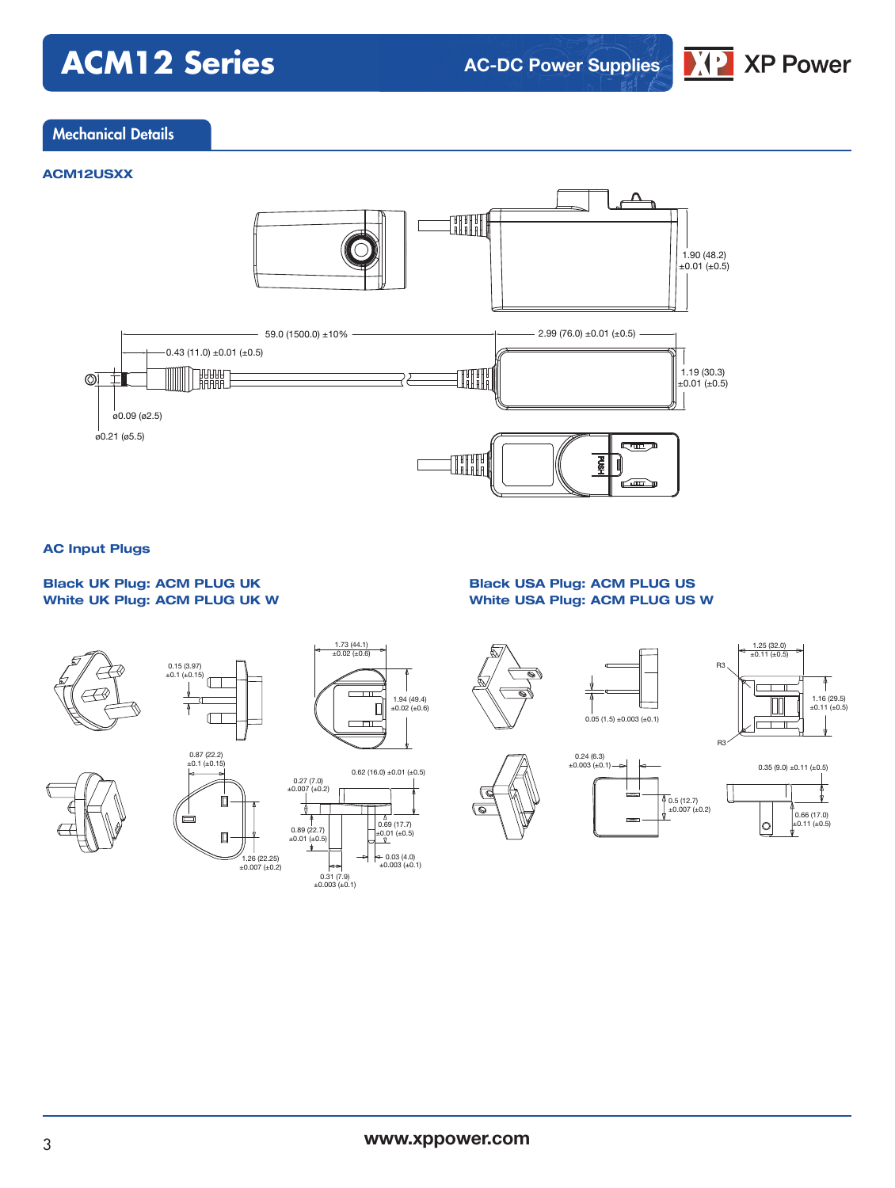## Mechanical Details

### ACM12USXX

1.90 (48.2) ±0.01 (±0.5)

59.0 (1500.0) ±10%

2.99 (76.0) ±0.01 (±0.5)

0.43 (11.0) ±0.01 (±0.5)

1.19 (30.3) ±0.01 (±0.5)

ø0.09 (ø2.5)

ø0.21 (ø5.5)

PUSH

### AC Input Plugs

**Black UK Plug: ACM PLUG UK**
**White UK Plug: ACM PLUG UK W**

0.15 (3.97) ±0.1 (±0.15)

1.73 (44.1) ±0.02 (±0.6)

1.94 (49.4) ±0.02 (±0.6)

0.87 (22.2) ±0.1 (±0.15)

1.26 (22.25) ±0.007 (±0.2)

0.62 (16.0) ±0.01 (±0.5)

0.27 (7.0) ±0.007 (±0.2)

0.89 (22.7) ±0.01 (±0.5)

0.69 (17.7) ±0.01 (±0.5)

0.03 (4.0) ±0.003 (±0.1)

0.31 (7.9) ±0.003 (±0.1)

**Black USA Plug: ACM PLUG US**
**White USA Plug: ACM PLUG US W**

0.05 (1.5) ±0.003 (±0.1)

1.25 (32.0) ±0.11 (±0.5)

R3

1.16 (29.5) ±0.11 (±0.5)

R3

0.24 (6.3) ±0.003 (±0.1)

0.5 (12.7) ±0.007 (±0.2)

0.35 (9.0) ±0.11 (±0.5)

0.66 (17.0) ±0.11 (±0.5)

www.xppower.com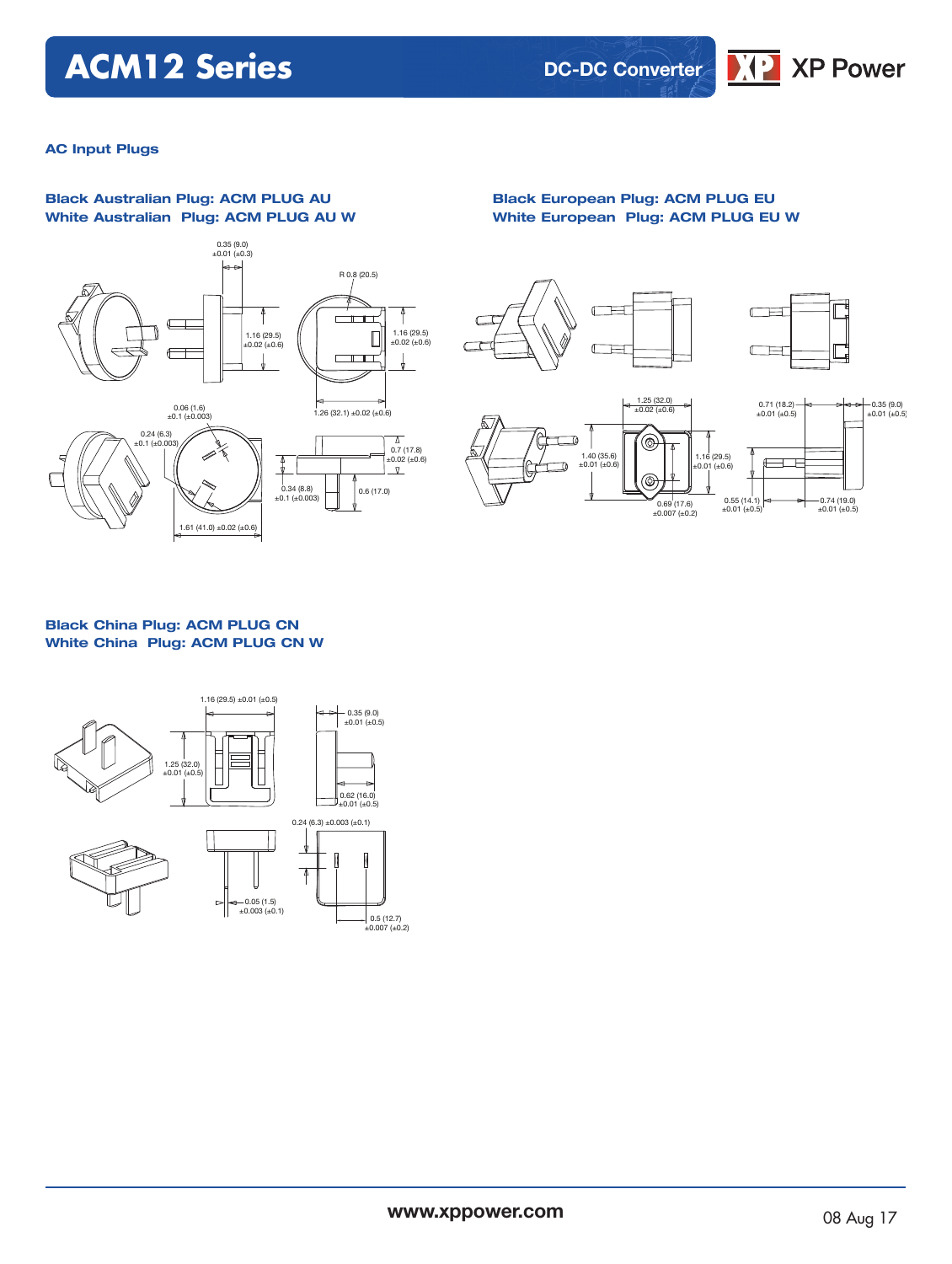## AC Input Plugs

### Black Australian Plug: ACM PLUG AU
### White Australian Plug: ACM PLUG AU W

0.35 (9.0)
±0.01 (±0.3)

R 0.8 (20.5)

1.16 (29.5)
±0.02 (±0.6)

1.16 (29.5)
±0.02 (±0.6)

1.26 (32.1) ±0.02 (±0.6)

0.06 (1.6)
±0.1 (±0.003)

0.24 (6.3)
±0.1 (±0.003)

0.7 (17.8)
±0.02 (±0.6)

0.34 (8.8)
±0.1 (±0.003)

0.6 (17.0)

1.61 (41.0) ±0.02 (±0.6)

### Black European Plug: ACM PLUG EU
### White European Plug: ACM PLUG EU W

1.25 (32.0)
±0.02 (±0.6)

0.71 (18.2)
±0.01 (±0.5)

0.35 (9.0)
±0.01 (±0.5)

1.40 (35.6)
±0.01 (±0.6)

1.16 (29.5)
±0.01 (±0.6)

0.69 (17.6)
±0.007 (±0.2)

0.55 (14.1)
±0.01 (±0.5)

0.74 (19.0)
±0.01 (±0.5)

### Black China Plug: ACM PLUG CN
### White China Plug: ACM PLUG CN W

1.16 (29.5) ±0.01 (±0.5)

0.35 (9.0)
±0.01 (±0.5)

1.25 (32.0)
±0.01 (±0.5)

0.62 (16.0)
±0.01 (±0.5)

0.24 (6.3) ±0.003 (±0.1)

0.05 (1.5)
±0.003 (±0.1)

0.5 (12.7)
±0.007 (±0.2)